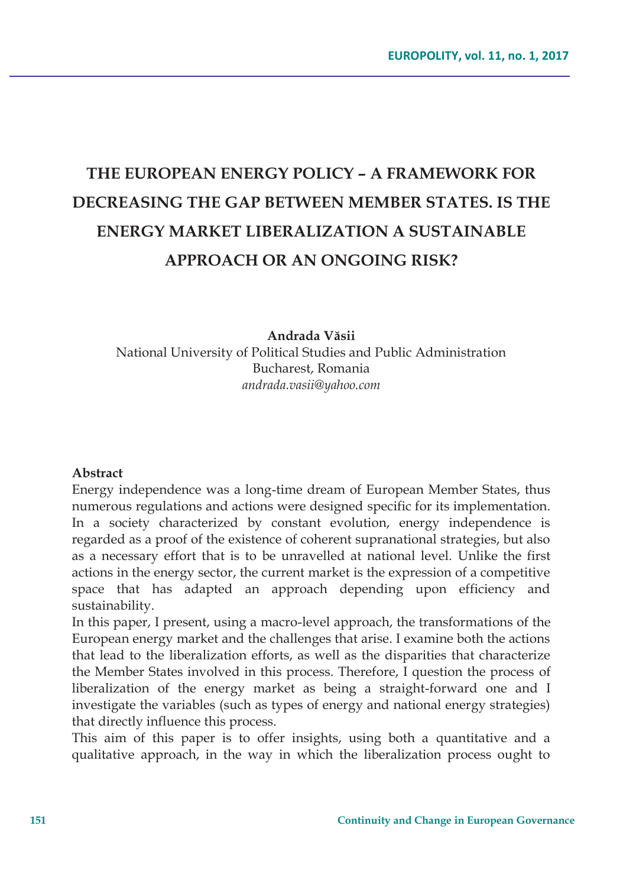# THE EUROPEAN ENERGY POLICY – A FRAMEWORK FOR DECREASING THE GAP BETWEEN MEMBER STATES. IS THE ENERGY MARKET LIBERALIZATION A SUSTAINABLE APPROACH OR AN ONGOING RISK?

**Andrada Văsii**
National University of Political Studies and Public Administration
Bucharest, Romania
*andrada.vasii@yahoo.com*

**Abstract**

Energy independence was a long-time dream of European Member States, thus numerous regulations and actions were designed specific for its implementation. In a society characterized by constant evolution, energy independence is regarded as a proof of the existence of coherent supranational strategies, but also as a necessary effort that is to be unravelled at national level. Unlike the first actions in the energy sector, the current market is the expression of a competitive space that has adapted an approach depending upon efficiency and sustainability.

In this paper, I present, using a macro-level approach, the transformations of the European energy market and the challenges that arise. I examine both the actions that lead to the liberalization efforts, as well as the disparities that characterize the Member States involved in this process. Therefore, I question the process of liberalization of the energy market as being a straight-forward one and I investigate the variables (such as types of energy and national energy strategies) that directly influence this process.

This aim of this paper is to offer insights, using both a quantitative and a qualitative approach, in the way in which the liberalization process ought to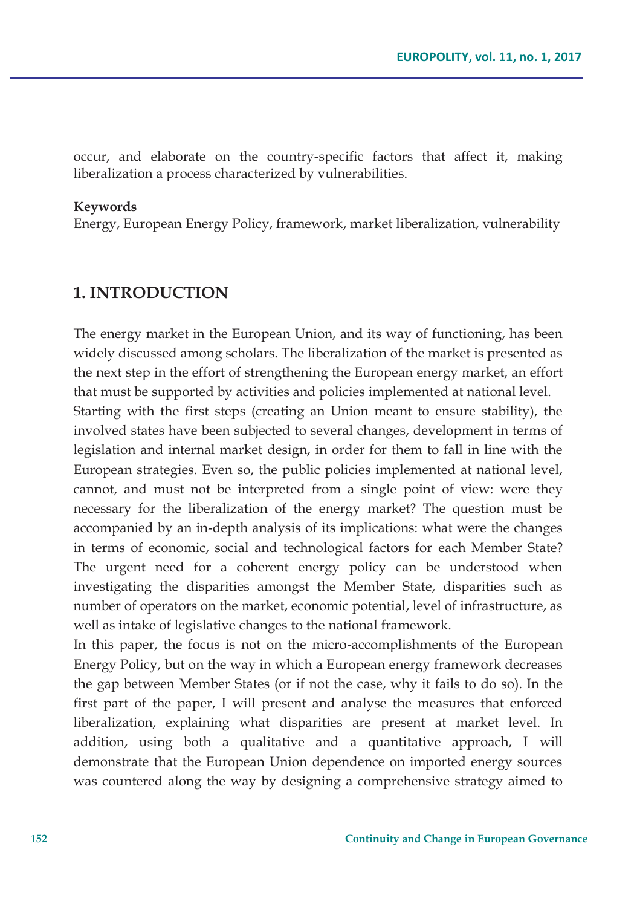occur, and elaborate on the country-specific factors that affect it, making liberalization a process characterized by vulnerabilities.

**Keywords**
Energy, European Energy Policy, framework, market liberalization, vulnerability

## 1. INTRODUCTION

The energy market in the European Union, and its way of functioning, has been widely discussed among scholars. The liberalization of the market is presented as the next step in the effort of strengthening the European energy market, an effort that must be supported by activities and policies implemented at national level.
Starting with the first steps (creating an Union meant to ensure stability), the involved states have been subjected to several changes, development in terms of legislation and internal market design, in order for them to fall in line with the European strategies. Even so, the public policies implemented at national level, cannot, and must not be interpreted from a single point of view: were they necessary for the liberalization of the energy market? The question must be accompanied by an in-depth analysis of its implications: what were the changes in terms of economic, social and technological factors for each Member State? The urgent need for a coherent energy policy can be understood when investigating the disparities amongst the Member State, disparities such as number of operators on the market, economic potential, level of infrastructure, as well as intake of legislative changes to the national framework.
In this paper, the focus is not on the micro-accomplishments of the European Energy Policy, but on the way in which a European energy framework decreases the gap between Member States (or if not the case, why it fails to do so). In the first part of the paper, I will present and analyse the measures that enforced liberalization, explaining what disparities are present at market level. In addition, using both a qualitative and a quantitative approach, I will demonstrate that the European Union dependence on imported energy sources was countered along the way by designing a comprehensive strategy aimed to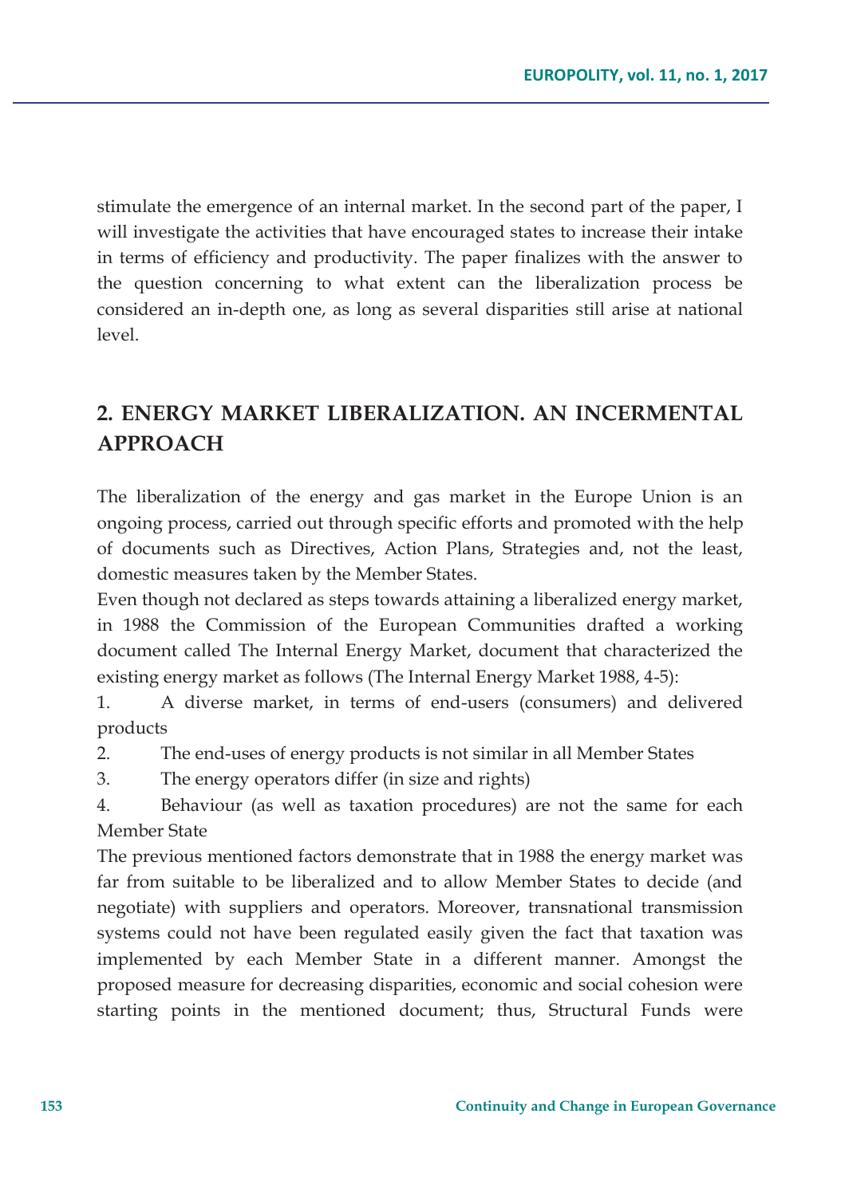stimulate the emergence of an internal market. In the second part of the paper, I will investigate the activities that have encouraged states to increase their intake in terms of efficiency and productivity. The paper finalizes with the answer to the question concerning to what extent can the liberalization process be considered an in-depth one, as long as several disparities still arise at national level.

## 2. ENERGY MARKET LIBERALIZATION. AN INCERMENTAL APPROACH

The liberalization of the energy and gas market in the Europe Union is an ongoing process, carried out through specific efforts and promoted with the help of documents such as Directives, Action Plans, Strategies and, not the least, domestic measures taken by the Member States.

Even though not declared as steps towards attaining a liberalized energy market, in 1988 the Commission of the European Communities drafted a working document called The Internal Energy Market, document that characterized the existing energy market as follows (The Internal Energy Market 1988, 4-5):

1. A diverse market, in terms of end-users (consumers) and delivered products
2. The end-uses of energy products is not similar in all Member States
3. The energy operators differ (in size and rights)
4. Behaviour (as well as taxation procedures) are not the same for each Member State

The previous mentioned factors demonstrate that in 1988 the energy market was far from suitable to be liberalized and to allow Member States to decide (and negotiate) with suppliers and operators. Moreover, transnational transmission systems could not have been regulated easily given the fact that taxation was implemented by each Member State in a different manner. Amongst the proposed measure for decreasing disparities, economic and social cohesion were starting points in the mentioned document; thus, Structural Funds were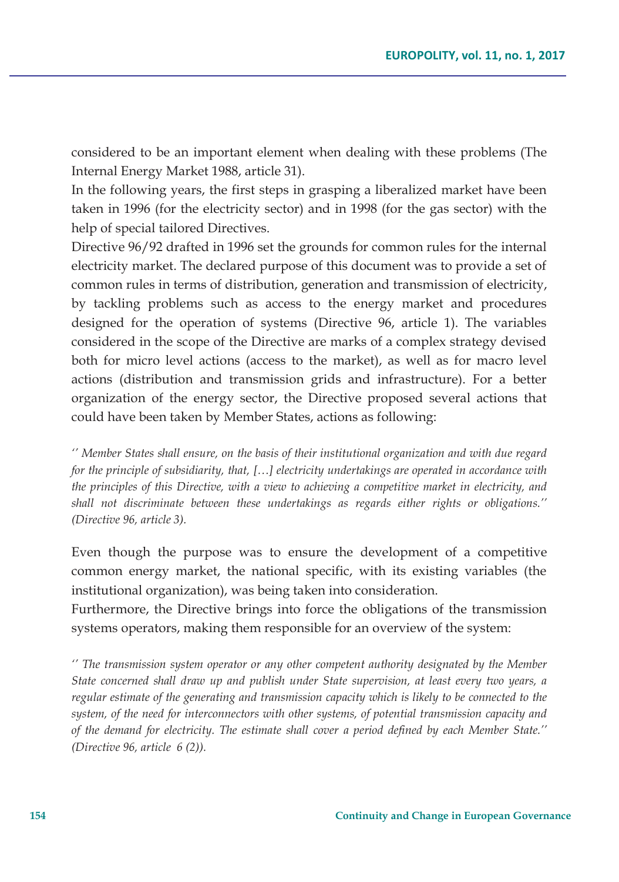considered to be an important element when dealing with these problems (The Internal Energy Market 1988, article 31).

In the following years, the first steps in grasping a liberalized market have been taken in 1996 (for the electricity sector) and in 1998 (for the gas sector) with the help of special tailored Directives.

Directive 96/92 drafted in 1996 set the grounds for common rules for the internal electricity market. The declared purpose of this document was to provide a set of common rules in terms of distribution, generation and transmission of electricity, by tackling problems such as access to the energy market and procedures designed for the operation of systems (Directive 96, article 1). The variables considered in the scope of the Directive are marks of a complex strategy devised both for micro level actions (access to the market), as well as for macro level actions (distribution and transmission grids and infrastructure). For a better organization of the energy sector, the Directive proposed several actions that could have been taken by Member States, actions as following:

*'' Member States shall ensure, on the basis of their institutional organization and with due regard for the principle of subsidiarity, that, […] electricity undertakings are operated in accordance with the principles of this Directive, with a view to achieving a competitive market in electricity, and shall not discriminate between these undertakings as regards either rights or obligations.'' (Directive 96, article 3).*

Even though the purpose was to ensure the development of a competitive common energy market, the national specific, with its existing variables (the institutional organization), was being taken into consideration.

Furthermore, the Directive brings into force the obligations of the transmission systems operators, making them responsible for an overview of the system:

*'' The transmission system operator or any other competent authority designated by the Member State concerned shall draw up and publish under State supervision, at least every two years, a regular estimate of the generating and transmission capacity which is likely to be connected to the system, of the need for interconnectors with other systems, of potential transmission capacity and of the demand for electricity. The estimate shall cover a period defined by each Member State.'' (Directive 96, article 6 (2)).*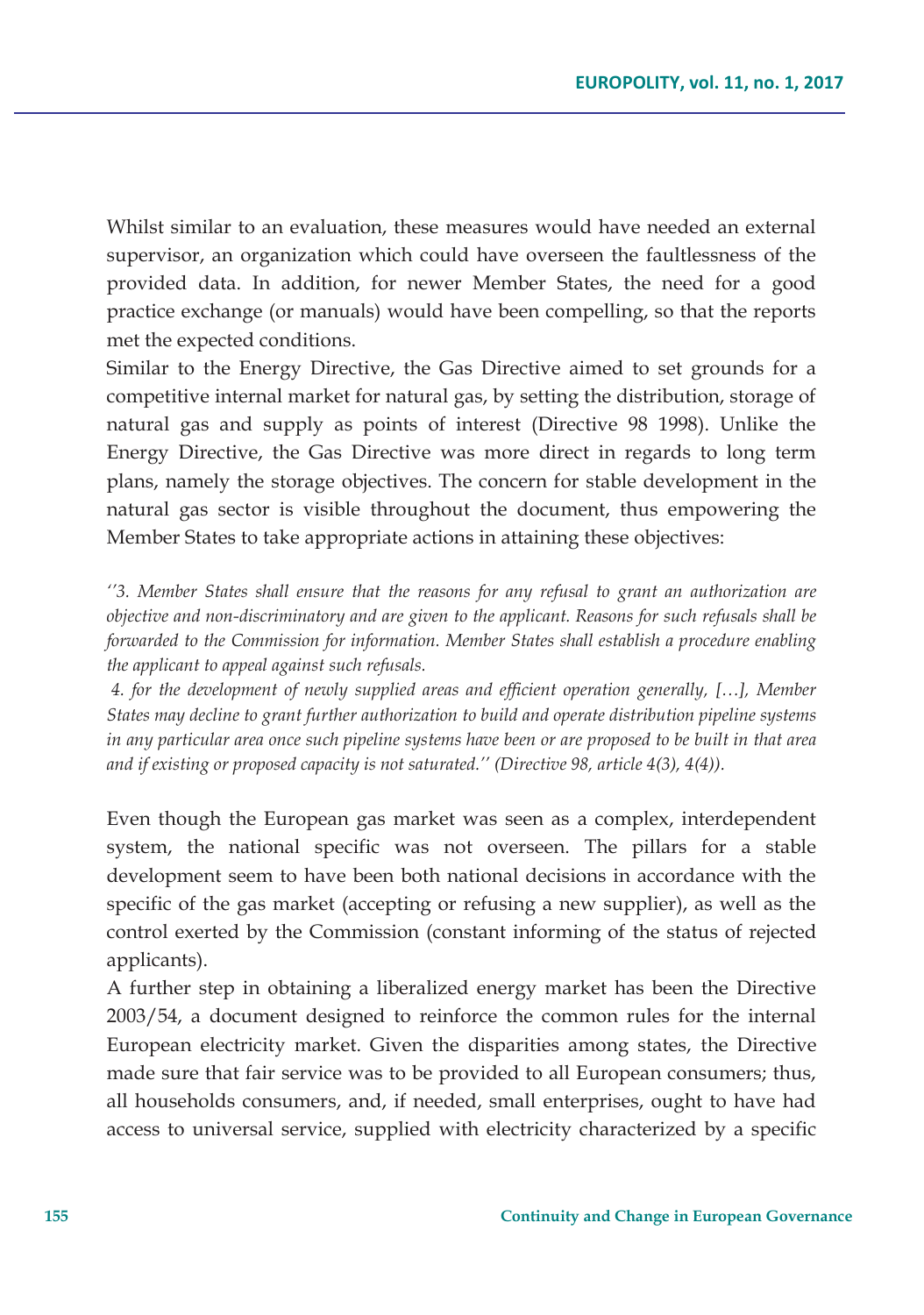Whilst similar to an evaluation, these measures would have needed an external supervisor, an organization which could have overseen the faultlessness of the provided data. In addition, for newer Member States, the need for a good practice exchange (or manuals) would have been compelling, so that the reports met the expected conditions.

Similar to the Energy Directive, the Gas Directive aimed to set grounds for a competitive internal market for natural gas, by setting the distribution, storage of natural gas and supply as points of interest (Directive 98 1998). Unlike the Energy Directive, the Gas Directive was more direct in regards to long term plans, namely the storage objectives. The concern for stable development in the natural gas sector is visible throughout the document, thus empowering the Member States to take appropriate actions in attaining these objectives:

*''3. Member States shall ensure that the reasons for any refusal to grant an authorization are objective and non-discriminatory and are given to the applicant. Reasons for such refusals shall be forwarded to the Commission for information. Member States shall establish a procedure enabling the applicant to appeal against such refusals.*

*4. for the development of newly supplied areas and efficient operation generally, […], Member States may decline to grant further authorization to build and operate distribution pipeline systems in any particular area once such pipeline systems have been or are proposed to be built in that area and if existing or proposed capacity is not saturated.'' (Directive 98, article 4(3), 4(4)).*

Even though the European gas market was seen as a complex, interdependent system, the national specific was not overseen. The pillars for a stable development seem to have been both national decisions in accordance with the specific of the gas market (accepting or refusing a new supplier), as well as the control exerted by the Commission (constant informing of the status of rejected applicants).

A further step in obtaining a liberalized energy market has been the Directive 2003/54, a document designed to reinforce the common rules for the internal European electricity market. Given the disparities among states, the Directive made sure that fair service was to be provided to all European consumers; thus, all households consumers, and, if needed, small enterprises, ought to have had access to universal service, supplied with electricity characterized by a specific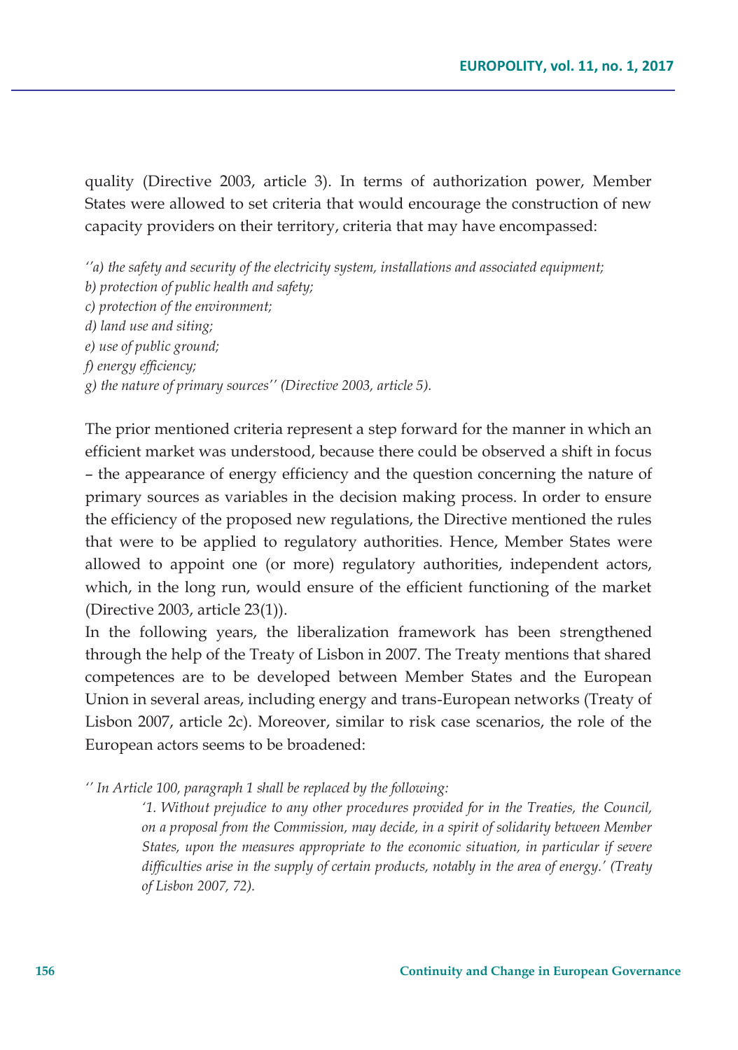quality (Directive 2003, article 3). In terms of authorization power, Member States were allowed to set criteria that would encourage the construction of new capacity providers on their territory, criteria that may have encompassed:

*''a) the safety and security of the electricity system, installations and associated equipment;*
*b) protection of public health and safety;*
*c) protection of the environment;*
*d) land use and siting;*
*e) use of public ground;*
*f) energy efficiency;*
*g) the nature of primary sources'' (Directive 2003, article 5).*

The prior mentioned criteria represent a step forward for the manner in which an efficient market was understood, because there could be observed a shift in focus – the appearance of energy efficiency and the question concerning the nature of primary sources as variables in the decision making process. In order to ensure the efficiency of the proposed new regulations, the Directive mentioned the rules that were to be applied to regulatory authorities. Hence, Member States were allowed to appoint one (or more) regulatory authorities, independent actors, which, in the long run, would ensure of the efficient functioning of the market (Directive 2003, article 23(1)).

In the following years, the liberalization framework has been strengthened through the help of the Treaty of Lisbon in 2007. The Treaty mentions that shared competences are to be developed between Member States and the European Union in several areas, including energy and trans-European networks (Treaty of Lisbon 2007, article 2c). Moreover, similar to risk case scenarios, the role of the European actors seems to be broadened:

*'' In Article 100, paragraph 1 shall be replaced by the following:*

> *'1. Without prejudice to any other procedures provided for in the Treaties, the Council, on a proposal from the Commission, may decide, in a spirit of solidarity between Member States, upon the measures appropriate to the economic situation, in particular if severe difficulties arise in the supply of certain products, notably in the area of energy.' (Treaty of Lisbon 2007, 72).*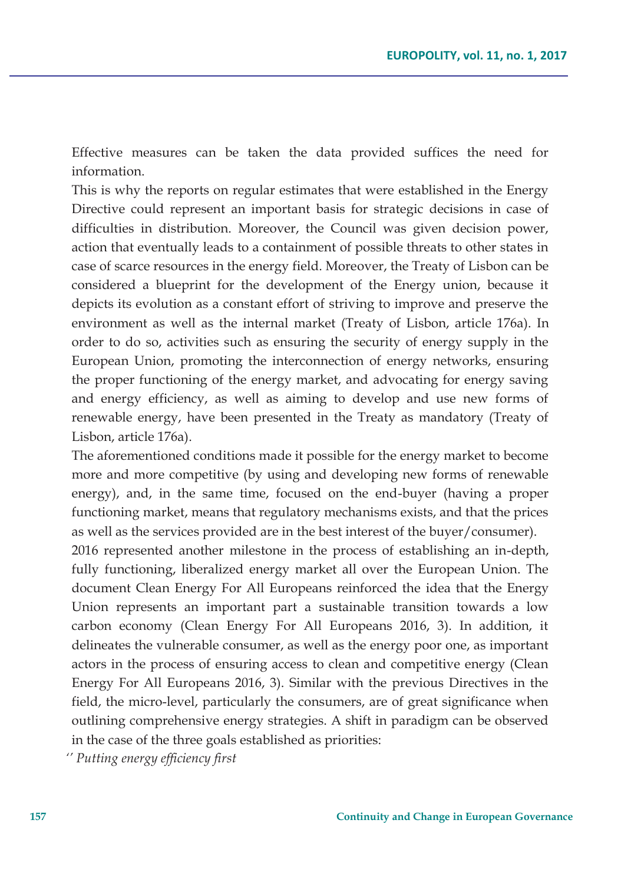Effective measures can be taken the data provided suffices the need for information.

This is why the reports on regular estimates that were established in the Energy Directive could represent an important basis for strategic decisions in case of difficulties in distribution. Moreover, the Council was given decision power, action that eventually leads to a containment of possible threats to other states in case of scarce resources in the energy field. Moreover, the Treaty of Lisbon can be considered a blueprint for the development of the Energy union, because it depicts its evolution as a constant effort of striving to improve and preserve the environment as well as the internal market (Treaty of Lisbon, article 176a). In order to do so, activities such as ensuring the security of energy supply in the European Union, promoting the interconnection of energy networks, ensuring the proper functioning of the energy market, and advocating for energy saving and energy efficiency, as well as aiming to develop and use new forms of renewable energy, have been presented in the Treaty as mandatory (Treaty of Lisbon, article 176a).

The aforementioned conditions made it possible for the energy market to become more and more competitive (by using and developing new forms of renewable energy), and, in the same time, focused on the end-buyer (having a proper functioning market, means that regulatory mechanisms exists, and that the prices as well as the services provided are in the best interest of the buyer/consumer).

2016 represented another milestone in the process of establishing an in-depth, fully functioning, liberalized energy market all over the European Union. The document Clean Energy For All Europeans reinforced the idea that the Energy Union represents an important part a sustainable transition towards a low carbon economy (Clean Energy For All Europeans 2016, 3). In addition, it delineates the vulnerable consumer, as well as the energy poor one, as important actors in the process of ensuring access to clean and competitive energy (Clean Energy For All Europeans 2016, 3). Similar with the previous Directives in the field, the micro-level, particularly the consumers, are of great significance when outlining comprehensive energy strategies. A shift in paradigm can be observed in the case of the three goals established as priorities:

*'' Putting energy efficiency first*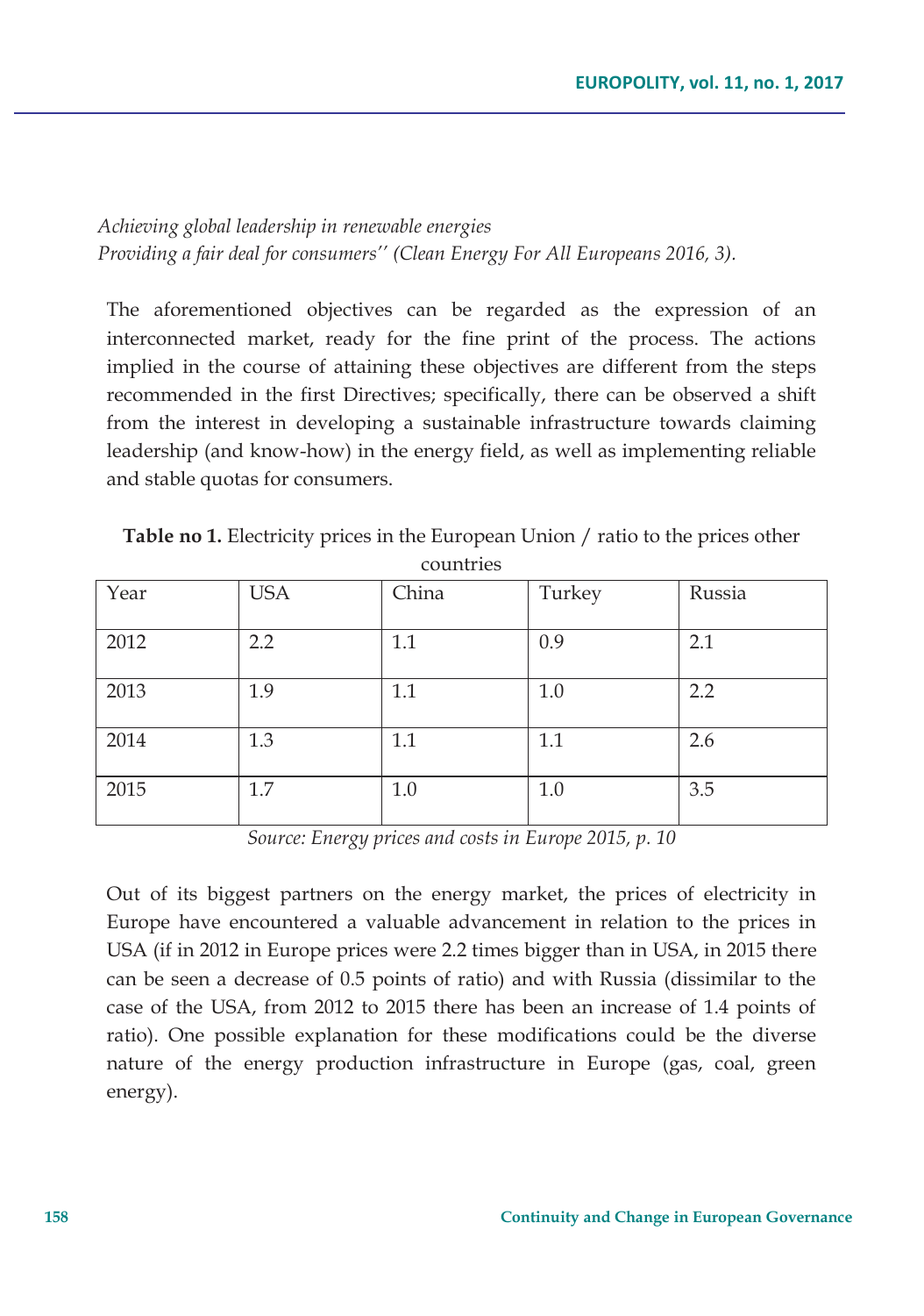*Achieving global leadership in renewable energies*
*Providing a fair deal for consumers'' (Clean Energy For All Europeans 2016, 3).*

The aforementioned objectives can be regarded as the expression of an interconnected market, ready for the fine print of the process. The actions implied in the course of attaining these objectives are different from the steps recommended in the first Directives; specifically, there can be observed a shift from the interest in developing a sustainable infrastructure towards claiming leadership (and know-how) in the energy field, as well as implementing reliable and stable quotas for consumers.

**Table no 1.** Electricity prices in the European Union / ratio to the prices other countries

| Year | USA | China | Turkey | Russia |
|---|---|---|---|---|
| 2012 | 2.2 | 1.1 | 0.9 | 2.1 |
| 2013 | 1.9 | 1.1 | 1.0 | 2.2 |
| 2014 | 1.3 | 1.1 | 1.1 | 2.6 |
| 2015 | 1.7 | 1.0 | 1.0 | 3.5 |

*Source: Energy prices and costs in Europe 2015, p. 10*

Out of its biggest partners on the energy market, the prices of electricity in Europe have encountered a valuable advancement in relation to the prices in USA (if in 2012 in Europe prices were 2.2 times bigger than in USA, in 2015 there can be seen a decrease of 0.5 points of ratio) and with Russia (dissimilar to the case of the USA, from 2012 to 2015 there has been an increase of 1.4 points of ratio). One possible explanation for these modifications could be the diverse nature of the energy production infrastructure in Europe (gas, coal, green energy).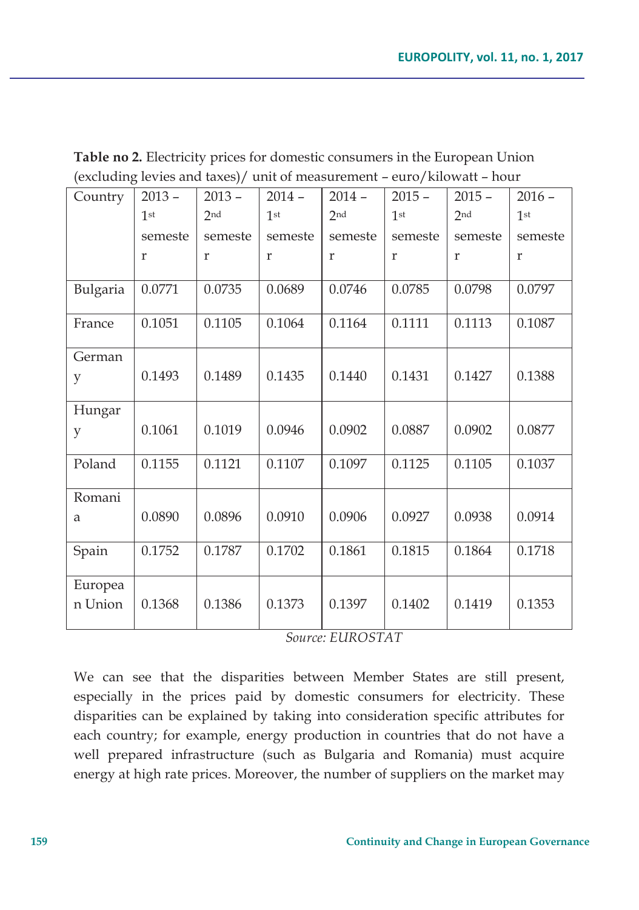**Table no 2.** Electricity prices for domestic consumers in the European Union (excluding levies and taxes)/ unit of measurement – euro/kilowatt – hour

| Country | 2013 – 1st semester | 2013 – 2nd semester | 2014 – 1st semester | 2014 – 2nd semester | 2015 – 1st semester | 2015 – 2nd semester | 2016 – 1st semester |
|---|---|---|---|---|---|---|---|
| Bulgaria | 0.0771 | 0.0735 | 0.0689 | 0.0746 | 0.0785 | 0.0798 | 0.0797 |
| France | 0.1051 | 0.1105 | 0.1064 | 0.1164 | 0.1111 | 0.1113 | 0.1087 |
| Germany | 0.1493 | 0.1489 | 0.1435 | 0.1440 | 0.1431 | 0.1427 | 0.1388 |
| Hungary | 0.1061 | 0.1019 | 0.0946 | 0.0902 | 0.0887 | 0.0902 | 0.0877 |
| Poland | 0.1155 | 0.1121 | 0.1107 | 0.1097 | 0.1125 | 0.1105 | 0.1037 |
| Romania | 0.0890 | 0.0896 | 0.0910 | 0.0906 | 0.0927 | 0.0938 | 0.0914 |
| Spain | 0.1752 | 0.1787 | 0.1702 | 0.1861 | 0.1815 | 0.1864 | 0.1718 |
| European Union | 0.1368 | 0.1386 | 0.1373 | 0.1397 | 0.1402 | 0.1419 | 0.1353 |

*Source: EUROSTAT*

We can see that the disparities between Member States are still present, especially in the prices paid by domestic consumers for electricity. These disparities can be explained by taking into consideration specific attributes for each country; for example, energy production in countries that do not have a well prepared infrastructure (such as Bulgaria and Romania) must acquire energy at high rate prices. Moreover, the number of suppliers on the market may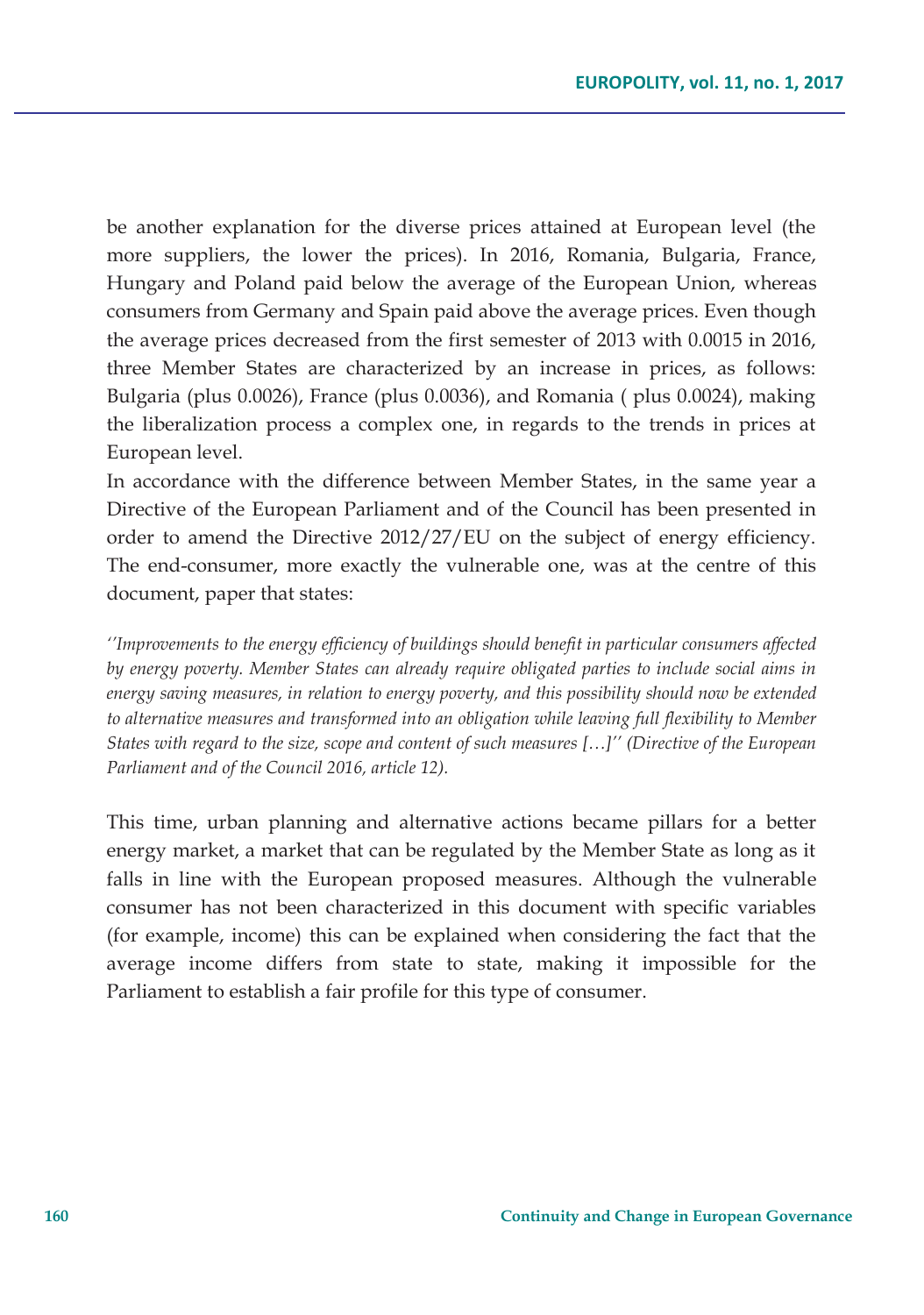be another explanation for the diverse prices attained at European level (the more suppliers, the lower the prices). In 2016, Romania, Bulgaria, France, Hungary and Poland paid below the average of the European Union, whereas consumers from Germany and Spain paid above the average prices. Even though the average prices decreased from the first semester of 2013 with 0.0015 in 2016, three Member States are characterized by an increase in prices, as follows: Bulgaria (plus 0.0026), France (plus 0.0036), and Romania ( plus 0.0024), making the liberalization process a complex one, in regards to the trends in prices at European level.

In accordance with the difference between Member States, in the same year a Directive of the European Parliament and of the Council has been presented in order to amend the Directive 2012/27/EU on the subject of energy efficiency. The end-consumer, more exactly the vulnerable one, was at the centre of this document, paper that states:

*''Improvements to the energy efficiency of buildings should benefit in particular consumers affected by energy poverty. Member States can already require obligated parties to include social aims in energy saving measures, in relation to energy poverty, and this possibility should now be extended to alternative measures and transformed into an obligation while leaving full flexibility to Member States with regard to the size, scope and content of such measures […]'' (Directive of the European Parliament and of the Council 2016, article 12).*

This time, urban planning and alternative actions became pillars for a better energy market, a market that can be regulated by the Member State as long as it falls in line with the European proposed measures. Although the vulnerable consumer has not been characterized in this document with specific variables (for example, income) this can be explained when considering the fact that the average income differs from state to state, making it impossible for the Parliament to establish a fair profile for this type of consumer.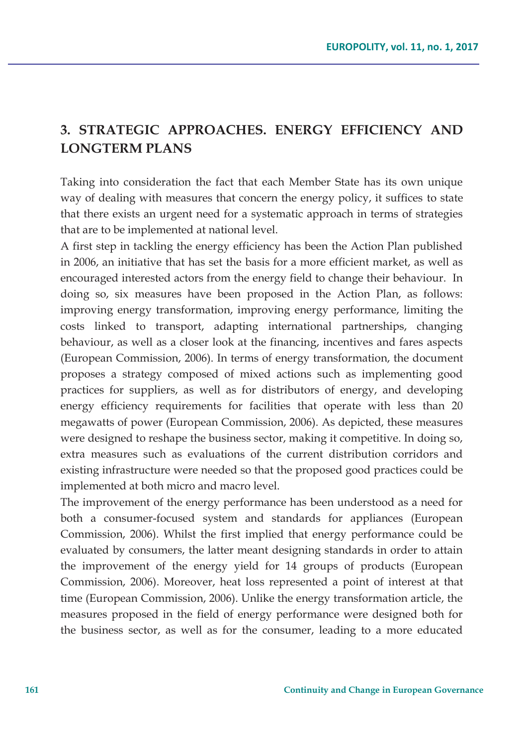## 3. STRATEGIC APPROACHES. ENERGY EFFICIENCY AND LONGTERM PLANS

Taking into consideration the fact that each Member State has its own unique way of dealing with measures that concern the energy policy, it suffices to state that there exists an urgent need for a systematic approach in terms of strategies that are to be implemented at national level.

A first step in tackling the energy efficiency has been the Action Plan published in 2006, an initiative that has set the basis for a more efficient market, as well as encouraged interested actors from the energy field to change their behaviour. In doing so, six measures have been proposed in the Action Plan, as follows: improving energy transformation, improving energy performance, limiting the costs linked to transport, adapting international partnerships, changing behaviour, as well as a closer look at the financing, incentives and fares aspects (European Commission, 2006). In terms of energy transformation, the document proposes a strategy composed of mixed actions such as implementing good practices for suppliers, as well as for distributors of energy, and developing energy efficiency requirements for facilities that operate with less than 20 megawatts of power (European Commission, 2006). As depicted, these measures were designed to reshape the business sector, making it competitive. In doing so, extra measures such as evaluations of the current distribution corridors and existing infrastructure were needed so that the proposed good practices could be implemented at both micro and macro level.

The improvement of the energy performance has been understood as a need for both a consumer-focused system and standards for appliances (European Commission, 2006). Whilst the first implied that energy performance could be evaluated by consumers, the latter meant designing standards in order to attain the improvement of the energy yield for 14 groups of products (European Commission, 2006). Moreover, heat loss represented a point of interest at that time (European Commission, 2006). Unlike the energy transformation article, the measures proposed in the field of energy performance were designed both for the business sector, as well as for the consumer, leading to a more educated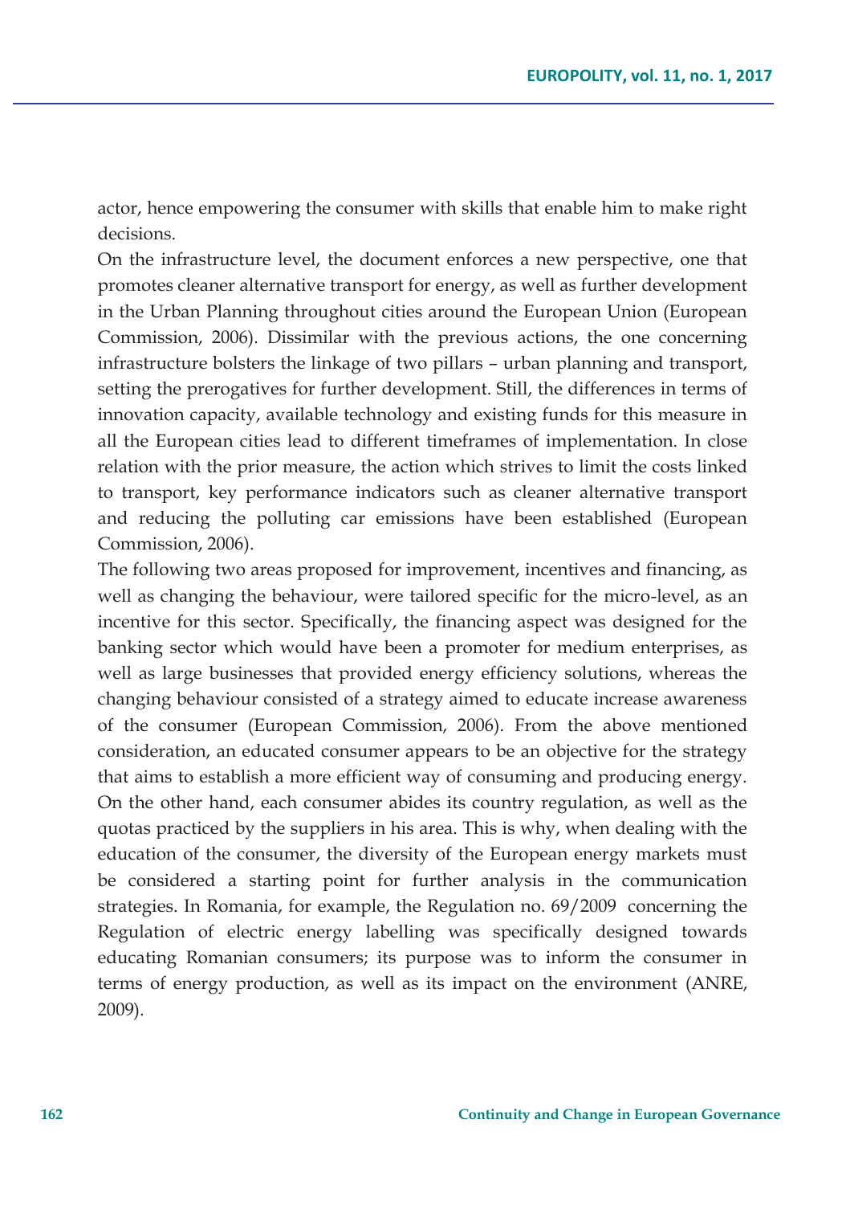actor, hence empowering the consumer with skills that enable him to make right decisions.

On the infrastructure level, the document enforces a new perspective, one that promotes cleaner alternative transport for energy, as well as further development in the Urban Planning throughout cities around the European Union (European Commission, 2006). Dissimilar with the previous actions, the one concerning infrastructure bolsters the linkage of two pillars – urban planning and transport, setting the prerogatives for further development. Still, the differences in terms of innovation capacity, available technology and existing funds for this measure in all the European cities lead to different timeframes of implementation. In close relation with the prior measure, the action which strives to limit the costs linked to transport, key performance indicators such as cleaner alternative transport and reducing the polluting car emissions have been established (European Commission, 2006).

The following two areas proposed for improvement, incentives and financing, as well as changing the behaviour, were tailored specific for the micro-level, as an incentive for this sector. Specifically, the financing aspect was designed for the banking sector which would have been a promoter for medium enterprises, as well as large businesses that provided energy efficiency solutions, whereas the changing behaviour consisted of a strategy aimed to educate increase awareness of the consumer (European Commission, 2006). From the above mentioned consideration, an educated consumer appears to be an objective for the strategy that aims to establish a more efficient way of consuming and producing energy. On the other hand, each consumer abides its country regulation, as well as the quotas practiced by the suppliers in his area. This is why, when dealing with the education of the consumer, the diversity of the European energy markets must be considered a starting point for further analysis in the communication strategies. In Romania, for example, the Regulation no. 69/2009 concerning the Regulation of electric energy labelling was specifically designed towards educating Romanian consumers; its purpose was to inform the consumer in terms of energy production, as well as its impact on the environment (ANRE, 2009).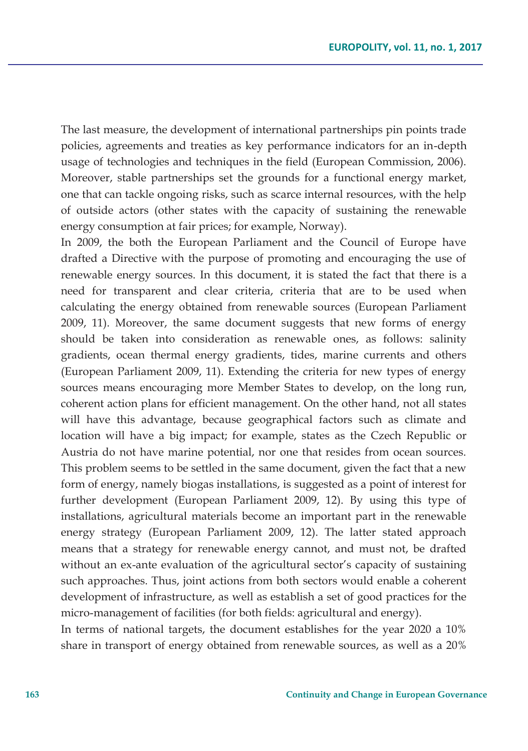The last measure, the development of international partnerships pin points trade policies, agreements and treaties as key performance indicators for an in-depth usage of technologies and techniques in the field (European Commission, 2006). Moreover, stable partnerships set the grounds for a functional energy market, one that can tackle ongoing risks, such as scarce internal resources, with the help of outside actors (other states with the capacity of sustaining the renewable energy consumption at fair prices; for example, Norway).

In 2009, the both the European Parliament and the Council of Europe have drafted a Directive with the purpose of promoting and encouraging the use of renewable energy sources. In this document, it is stated the fact that there is a need for transparent and clear criteria, criteria that are to be used when calculating the energy obtained from renewable sources (European Parliament 2009, 11). Moreover, the same document suggests that new forms of energy should be taken into consideration as renewable ones, as follows: salinity gradients, ocean thermal energy gradients, tides, marine currents and others (European Parliament 2009, 11). Extending the criteria for new types of energy sources means encouraging more Member States to develop, on the long run, coherent action plans for efficient management. On the other hand, not all states will have this advantage, because geographical factors such as climate and location will have a big impact; for example, states as the Czech Republic or Austria do not have marine potential, nor one that resides from ocean sources. This problem seems to be settled in the same document, given the fact that a new form of energy, namely biogas installations, is suggested as a point of interest for further development (European Parliament 2009, 12). By using this type of installations, agricultural materials become an important part in the renewable energy strategy (European Parliament 2009, 12). The latter stated approach means that a strategy for renewable energy cannot, and must not, be drafted without an ex-ante evaluation of the agricultural sector's capacity of sustaining such approaches. Thus, joint actions from both sectors would enable a coherent development of infrastructure, as well as establish a set of good practices for the micro-management of facilities (for both fields: agricultural and energy).

In terms of national targets, the document establishes for the year 2020 a 10% share in transport of energy obtained from renewable sources, as well as a 20%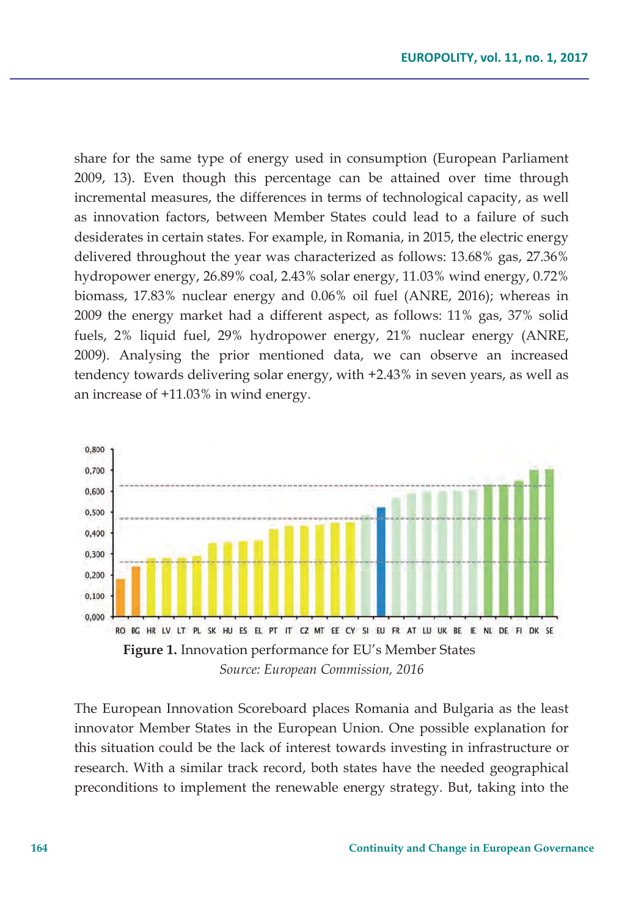share for the same type of energy used in consumption (European Parliament 2009, 13). Even though this percentage can be attained over time through incremental measures, the differences in terms of technological capacity, as well as innovation factors, between Member States could lead to a failure of such desiderates in certain states. For example, in Romania, in 2015, the electric energy delivered throughout the year was characterized as follows: 13.68% gas, 27.36% hydropower energy, 26.89% coal, 2.43% solar energy, 11.03% wind energy, 0.72% biomass, 17.83% nuclear energy and 0.06% oil fuel (ANRE, 2016); whereas in 2009 the energy market had a different aspect, as follows: 11% gas, 37% solid fuels, 2% liquid fuel, 29% hydropower energy, 21% nuclear energy (ANRE, 2009). Analysing the prior mentioned data, we can observe an increased tendency towards delivering solar energy, with +2.43% in seven years, as well as an increase of +11.03% in wind energy.

**Figure 1.** Innovation performance for EU's Member States

*Source: European Commission, 2016*

The European Innovation Scoreboard places Romania and Bulgaria as the least innovator Member States in the European Union. One possible explanation for this situation could be the lack of interest towards investing in infrastructure or research. With a similar track record, both states have the needed geographical preconditions to implement the renewable energy strategy. But, taking into the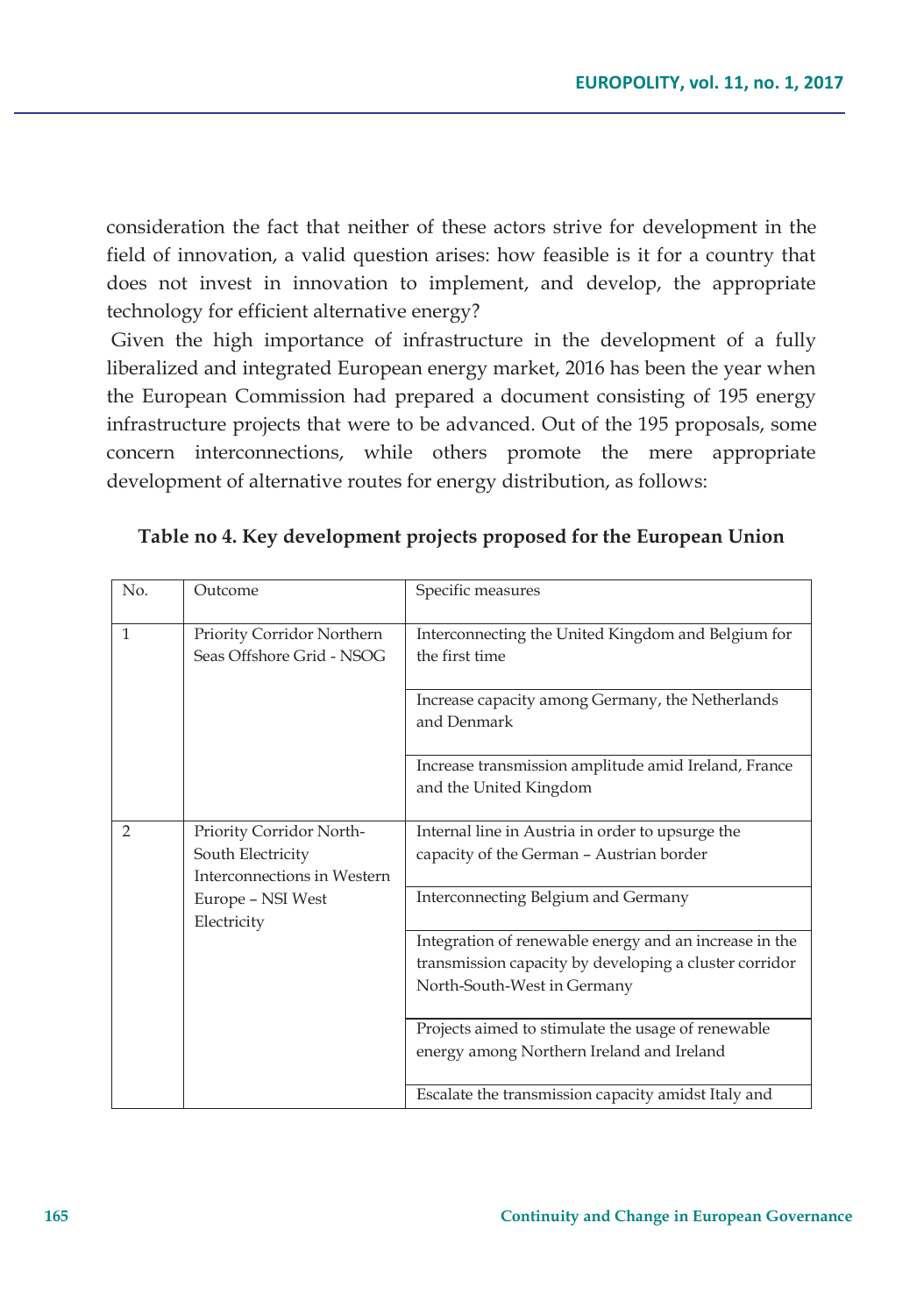consideration the fact that neither of these actors strive for development in the field of innovation, a valid question arises: how feasible is it for a country that does not invest in innovation to implement, and develop, the appropriate technology for efficient alternative energy?

Given the high importance of infrastructure in the development of a fully liberalized and integrated European energy market, 2016 has been the year when the European Commission had prepared a document consisting of 195 energy infrastructure projects that were to be advanced. Out of the 195 proposals, some concern interconnections, while others promote the mere appropriate development of alternative routes for energy distribution, as follows:

**Table no 4. Key development projects proposed for the European Union**

| No. | Outcome | Specific measures |
| --- | --- | --- |
| 1 | Priority Corridor Northern Seas Offshore Grid - NSOG | Interconnecting the United Kingdom and Belgium for the first time |
| | | Increase capacity among Germany, the Netherlands and Denmark |
| | | Increase transmission amplitude amid Ireland, France and the United Kingdom |
| 2 | Priority Corridor North-South Electricity Interconnections in Western Europe – NSI West Electricity | Internal line in Austria in order to upsurge the capacity of the German – Austrian border |
| | | Interconnecting Belgium and Germany |
| | | Integration of renewable energy and an increase in the transmission capacity by developing a cluster corridor North-South-West in Germany |
| | | Projects aimed to stimulate the usage of renewable energy among Northern Ireland and Ireland |
| | | Escalate the transmission capacity amidst Italy and |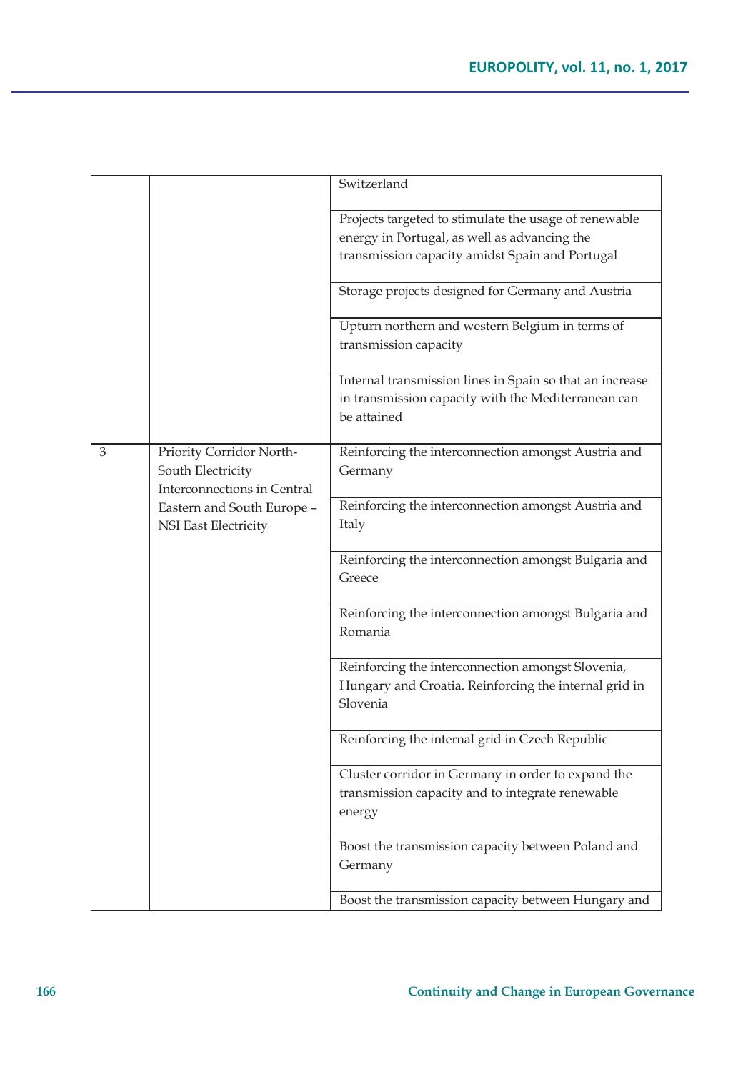| | | |
|---|---|---|
| | | Switzerland |
| | | Projects targeted to stimulate the usage of renewable energy in Portugal, as well as advancing the transmission capacity amidst Spain and Portugal |
| | | Storage projects designed for Germany and Austria |
| | | Upturn northern and western Belgium in terms of transmission capacity |
| | | Internal transmission lines in Spain so that an increase in transmission capacity with the Mediterranean can be attained |
| 3 | Priority Corridor North-South Electricity Interconnections in Central Eastern and South Europe – NSI East Electricity | Reinforcing the interconnection amongst Austria and Germany |
| | | Reinforcing the interconnection amongst Austria and Italy |
| | | Reinforcing the interconnection amongst Bulgaria and Greece |
| | | Reinforcing the interconnection amongst Bulgaria and Romania |
| | | Reinforcing the interconnection amongst Slovenia, Hungary and Croatia. Reinforcing the internal grid in Slovenia |
| | | Reinforcing the internal grid in Czech Republic |
| | | Cluster corridor in Germany in order to expand the transmission capacity and to integrate renewable energy |
| | | Boost the transmission capacity between Poland and Germany |
| | | Boost the transmission capacity between Hungary and |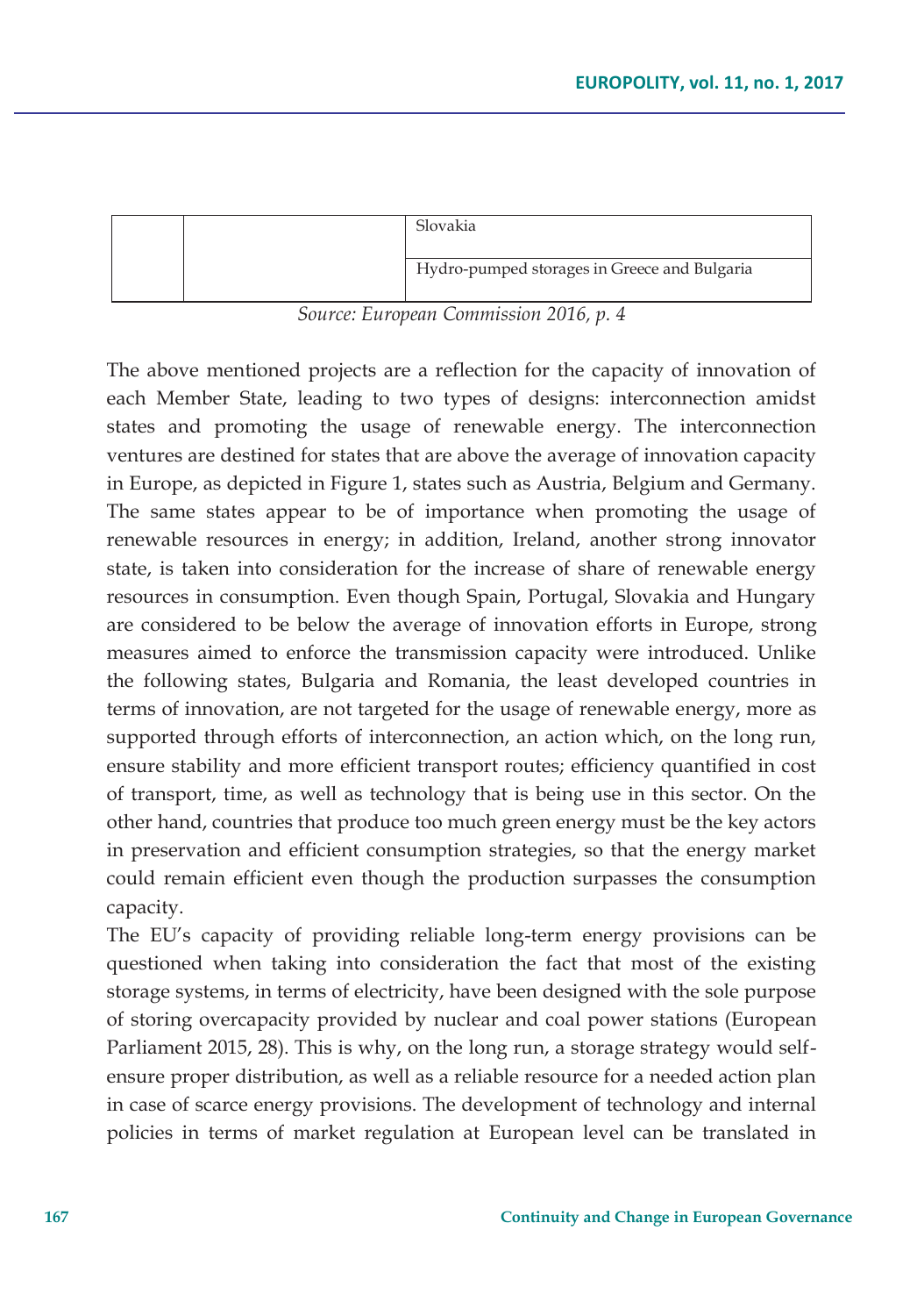| | | |
|---|---|---|
| | | Slovakia |
| | | Hydro-pumped storages in Greece and Bulgaria |

*Source: European Commission 2016, p. 4*

The above mentioned projects are a reflection for the capacity of innovation of each Member State, leading to two types of designs: interconnection amidst states and promoting the usage of renewable energy. The interconnection ventures are destined for states that are above the average of innovation capacity in Europe, as depicted in Figure 1, states such as Austria, Belgium and Germany. The same states appear to be of importance when promoting the usage of renewable resources in energy; in addition, Ireland, another strong innovator state, is taken into consideration for the increase of share of renewable energy resources in consumption. Even though Spain, Portugal, Slovakia and Hungary are considered to be below the average of innovation efforts in Europe, strong measures aimed to enforce the transmission capacity were introduced. Unlike the following states, Bulgaria and Romania, the least developed countries in terms of innovation, are not targeted for the usage of renewable energy, more as supported through efforts of interconnection, an action which, on the long run, ensure stability and more efficient transport routes; efficiency quantified in cost of transport, time, as well as technology that is being use in this sector. On the other hand, countries that produce too much green energy must be the key actors in preservation and efficient consumption strategies, so that the energy market could remain efficient even though the production surpasses the consumption capacity.

The EU's capacity of providing reliable long-term energy provisions can be questioned when taking into consideration the fact that most of the existing storage systems, in terms of electricity, have been designed with the sole purpose of storing overcapacity provided by nuclear and coal power stations (European Parliament 2015, 28). This is why, on the long run, a storage strategy would self-ensure proper distribution, as well as a reliable resource for a needed action plan in case of scarce energy provisions. The development of technology and internal policies in terms of market regulation at European level can be translated in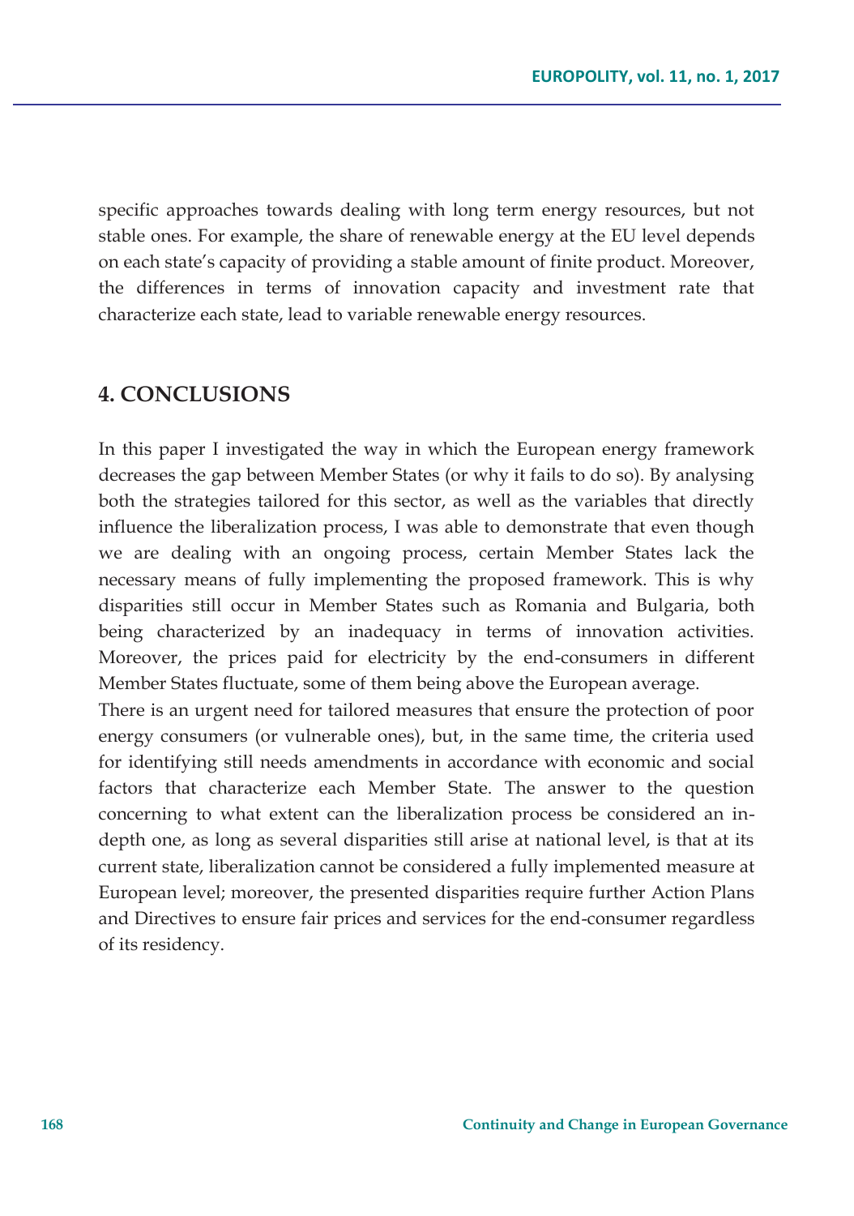specific approaches towards dealing with long term energy resources, but not stable ones. For example, the share of renewable energy at the EU level depends on each state's capacity of providing a stable amount of finite product. Moreover, the differences in terms of innovation capacity and investment rate that characterize each state, lead to variable renewable energy resources.

## 4. CONCLUSIONS

In this paper I investigated the way in which the European energy framework decreases the gap between Member States (or why it fails to do so). By analysing both the strategies tailored for this sector, as well as the variables that directly influence the liberalization process, I was able to demonstrate that even though we are dealing with an ongoing process, certain Member States lack the necessary means of fully implementing the proposed framework. This is why disparities still occur in Member States such as Romania and Bulgaria, both being characterized by an inadequacy in terms of innovation activities. Moreover, the prices paid for electricity by the end-consumers in different Member States fluctuate, some of them being above the European average.

There is an urgent need for tailored measures that ensure the protection of poor energy consumers (or vulnerable ones), but, in the same time, the criteria used for identifying still needs amendments in accordance with economic and social factors that characterize each Member State. The answer to the question concerning to what extent can the liberalization process be considered an in-depth one, as long as several disparities still arise at national level, is that at its current state, liberalization cannot be considered a fully implemented measure at European level; moreover, the presented disparities require further Action Plans and Directives to ensure fair prices and services for the end-consumer regardless of its residency.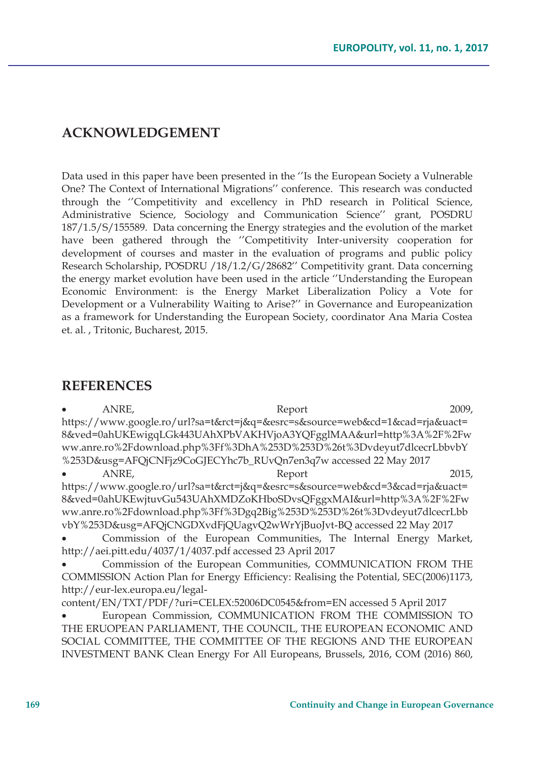## ACKNOWLEDGEMENT

Data used in this paper have been presented in the ''Is the European Society a Vulnerable One? The Context of International Migrations'' conference. This research was conducted through the ''Competitivity and excellency in PhD research in Political Science, Administrative Science, Sociology and Communication Science'' grant, POSDRU 187/1.5/S/155589. Data concerning the Energy strategies and the evolution of the market have been gathered through the ''Competitivity Inter-university cooperation for development of courses and master in the evaluation of programs and public policy Research Scholarship, POSDRU /18/1.2/G/28682'' Competitivity grant. Data concerning the energy market evolution have been used in the article ''Understanding the European Economic Environment: is the Energy Market Liberalization Policy a Vote for Development or a Vulnerability Waiting to Arise?'' in Governance and Europeanization as a framework for Understanding the European Society, coordinator Ana Maria Costea et. al. , Tritonic, Bucharest, 2015.

## REFERENCES

- ANRE, Report 2009, https://www.google.ro/url?sa=t&rct=j&q=&esrc=s&source=web&cd=1&cad=rja&uact=8&ved=0ahUKEwigqLGk443UAhXPbVAKHVjoA3YQFgglMAA&url=http%3A%2F%2Fwww.anre.ro%2Fdownload.php%3Ff%3DhA%253D%253D%26t%3Dvdeyut7dlcecrLbbvbY%253D&usg=AFQjCNFjz9CoGJECYhc7b_RUvQn7en3q7w accessed 22 May 2017
- ANRE, Report 2015, https://www.google.ro/url?sa=t&rct=j&q=&esrc=s&source=web&cd=3&cad=rja&uact=8&ved=0ahUKEwjtuvGu543UAhXMDZoKHboSDvsQFggxMAI&url=http%3A%2F%2Fwww.anre.ro%2Fdownload.php%3Ff%3Dgq2Big%253D%253D%26t%3Dvdeyut7dlcecrLbbvbY%253D&usg=AFQjCNGDXvdFjQUagvQ2wWrYjBuoJvt-BQ accessed 22 May 2017
- Commission of the European Communities, The Internal Energy Market, http://aei.pitt.edu/4037/1/4037.pdf accessed 23 April 2017
- Commission of the European Communities, COMMUNICATION FROM THE COMMISSION Action Plan for Energy Efficiency: Realising the Potential, SEC(2006)1173, http://eur-lex.europa.eu/legal-content/EN/TXT/PDF/?uri=CELEX:52006DC0545&from=EN accessed 5 April 2017
- European Commission, COMMUNICATION FROM THE COMMISSION TO THE ERUOPEAN PARLIAMENT, THE COUNCIL, THE EUROPEAN ECONOMIC AND SOCIAL COMMITTEE, THE COMMITTEE OF THE REGIONS AND THE EUROPEAN INVESTMENT BANK Clean Energy For All Europeans, Brussels, 2016, COM (2016) 860,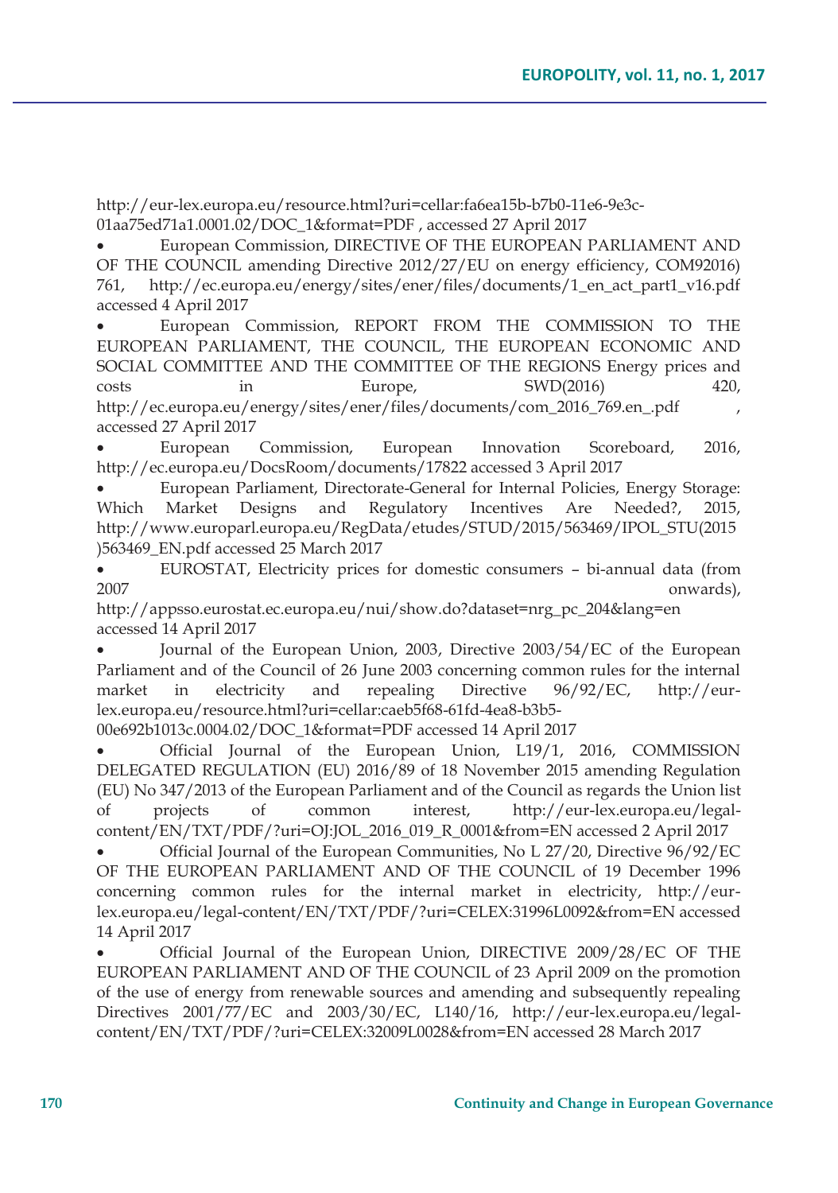http://eur-lex.europa.eu/resource.html?uri=cellar:fa6ea15b-b7b0-11e6-9e3c-01aa75ed71a1.0001.02/DOC_1&format=PDF , accessed 27 April 2017

- European Commission, DIRECTIVE OF THE EUROPEAN PARLIAMENT AND OF THE COUNCIL amending Directive 2012/27/EU on energy efficiency, COM92016) 761, http://ec.europa.eu/energy/sites/ener/files/documents/1_en_act_part1_v16.pdf accessed 4 April 2017
- European Commission, REPORT FROM THE COMMISSION TO THE EUROPEAN PARLIAMENT, THE COUNCIL, THE EUROPEAN ECONOMIC AND SOCIAL COMMITTEE AND THE COMMITTEE OF THE REGIONS Energy prices and costs in Europe, SWD(2016) 420, http://ec.europa.eu/energy/sites/ener/files/documents/com_2016_769.en_.pdf , accessed 27 April 2017
- European Commission, European Innovation Scoreboard, 2016, http://ec.europa.eu/DocsRoom/documents/17822 accessed 3 April 2017
- European Parliament, Directorate-General for Internal Policies, Energy Storage: Which Market Designs and Regulatory Incentives Are Needed?, 2015, http://www.europarl.europa.eu/RegData/etudes/STUD/2015/563469/IPOL_STU(2015)563469_EN.pdf accessed 25 March 2017
- EUROSTAT, Electricity prices for domestic consumers – bi-annual data (from 2007 onwards), http://appsso.eurostat.ec.europa.eu/nui/show.do?dataset=nrg_pc_204&lang=en accessed 14 April 2017
- Journal of the European Union, 2003, Directive 2003/54/EC of the European Parliament and of the Council of 26 June 2003 concerning common rules for the internal market in electricity and repealing Directive 96/92/EC, http://eur-lex.europa.eu/resource.html?uri=cellar:caeb5f68-61fd-4ea8-b3b5-00e692b1013c.0004.02/DOC_1&format=PDF accessed 14 April 2017
- Official Journal of the European Union, L19/1, 2016, COMMISSION DELEGATED REGULATION (EU) 2016/89 of 18 November 2015 amending Regulation (EU) No 347/2013 of the European Parliament and of the Council as regards the Union list of projects of common interest, http://eur-lex.europa.eu/legal-content/EN/TXT/PDF/?uri=OJ:JOL_2016_019_R_0001&from=EN accessed 2 April 2017
- Official Journal of the European Communities, No L 27/20, Directive 96/92/EC OF THE EUROPEAN PARLIAMENT AND OF THE COUNCIL of 19 December 1996 concerning common rules for the internal market in electricity, http://eur-lex.europa.eu/legal-content/EN/TXT/PDF/?uri=CELEX:31996L0092&from=EN accessed 14 April 2017
- Official Journal of the European Union, DIRECTIVE 2009/28/EC OF THE EUROPEAN PARLIAMENT AND OF THE COUNCIL of 23 April 2009 on the promotion of the use of energy from renewable sources and amending and subsequently repealing Directives 2001/77/EC and 2003/30/EC, L140/16, http://eur-lex.europa.eu/legal-content/EN/TXT/PDF/?uri=CELEX:32009L0028&from=EN accessed 28 March 2017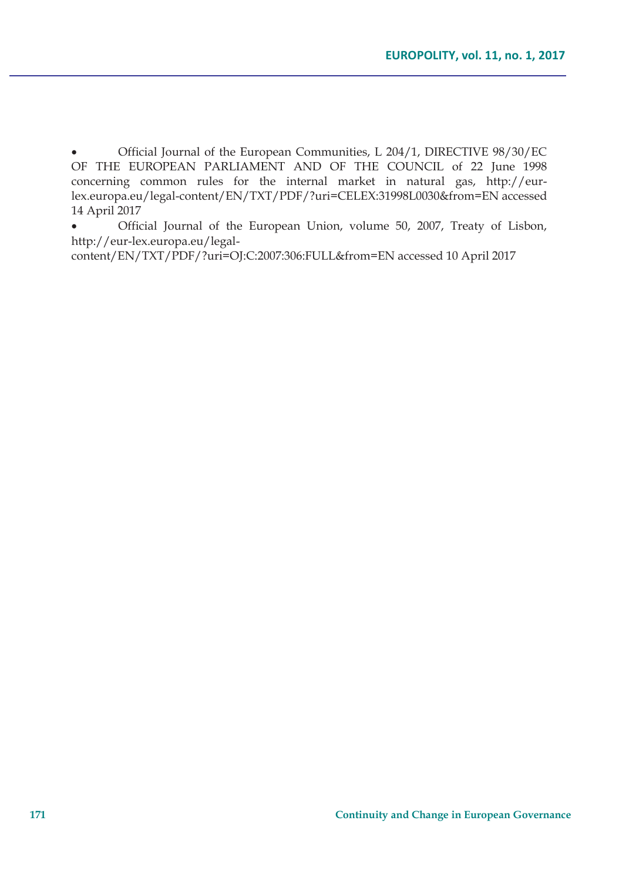- Official Journal of the European Communities, L 204/1, DIRECTIVE 98/30/EC OF THE EUROPEAN PARLIAMENT AND OF THE COUNCIL of 22 June 1998 concerning common rules for the internal market in natural gas, http://eur-lex.europa.eu/legal-content/EN/TXT/PDF/?uri=CELEX:31998L0030&from=EN accessed 14 April 2017
- Official Journal of the European Union, volume 50, 2007, Treaty of Lisbon, http://eur-lex.europa.eu/legal-content/EN/TXT/PDF/?uri=OJ:C:2007:306:FULL&from=EN accessed 10 April 2017